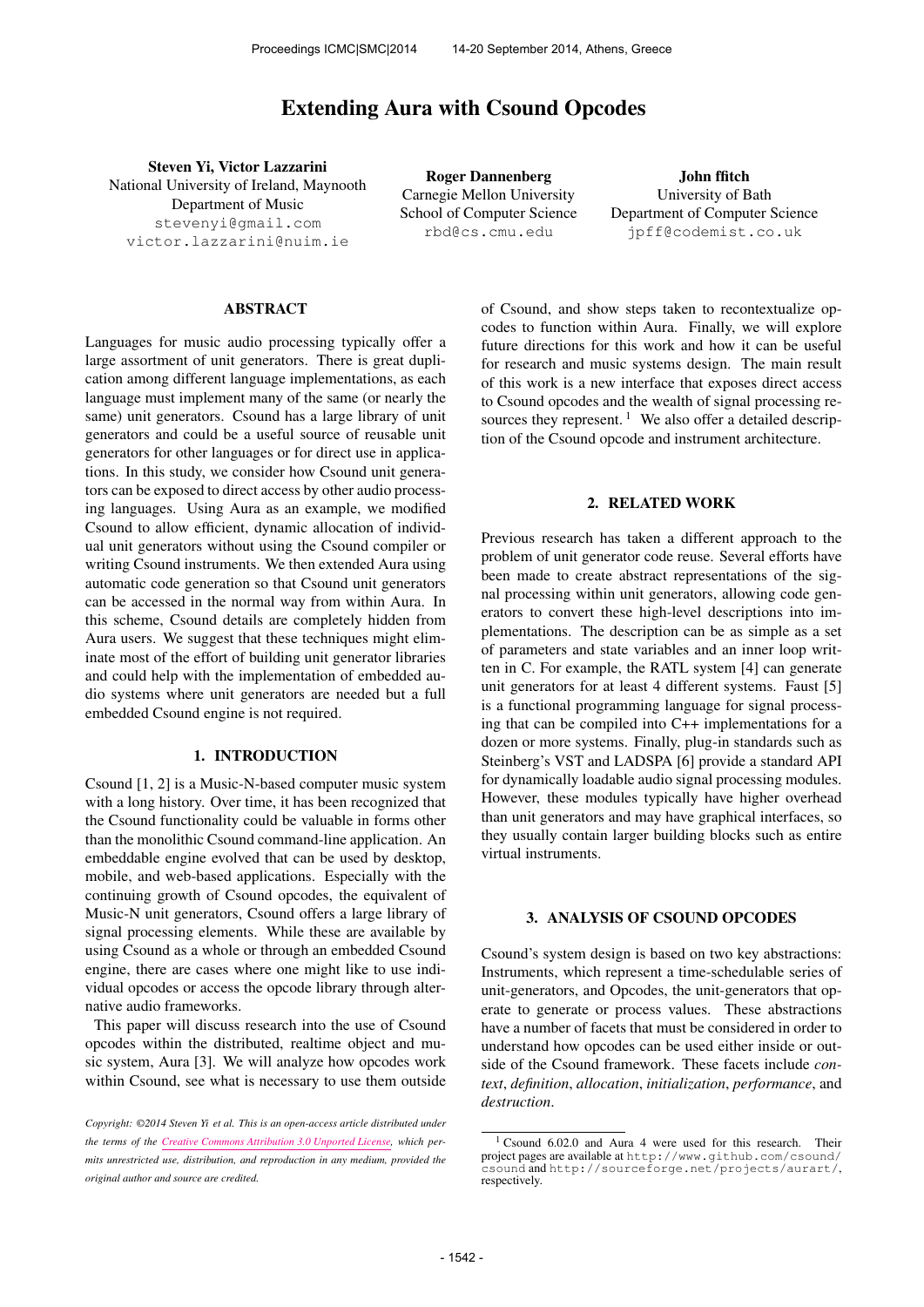# Extending Aura with Csound Opcodes

**Steven Yi, Victor Lazzarini**
National University of Ireland, Maynooth
Department of Music
stevenyi@gmail.com
victor.lazzarini@nuim.ie

**Roger Dannenberg**
Carnegie Mellon University
School of Computer Science
rbd@cs.cmu.edu

**John ffitch**
University of Bath
Department of Computer Science
jpff@codemist.co.uk

## ABSTRACT

Languages for music audio processing typically offer a large assortment of unit generators. There is great duplication among different language implementations, as each language must implement many of the same (or nearly the same) unit generators. Csound has a large library of unit generators and could be a useful source of reusable unit generators for other languages or for direct use in applications. In this study, we consider how Csound unit generators can be exposed to direct access by other audio processing languages. Using Aura as an example, we modified Csound to allow efficient, dynamic allocation of individual unit generators without using the Csound compiler or writing Csound instruments. We then extended Aura using automatic code generation so that Csound unit generators can be accessed in the normal way from within Aura. In this scheme, Csound details are completely hidden from Aura users. We suggest that these techniques might eliminate most of the effort of building unit generator libraries and could help with the implementation of embedded audio systems where unit generators are needed but a full embedded Csound engine is not required.

## 1. INTRODUCTION

Csound [1, 2] is a Music-N-based computer music system with a long history. Over time, it has been recognized that the Csound functionality could be valuable in forms other than the monolithic Csound command-line application. An embeddable engine evolved that can be used by desktop, mobile, and web-based applications. Especially with the continuing growth of Csound opcodes, the equivalent of Music-N unit generators, Csound offers a large library of signal processing elements. While these are available by using Csound as a whole or through an embedded Csound engine, there are cases where one might like to use individual opcodes or access the opcode library through alternative audio frameworks.

This paper will discuss research into the use of Csound opcodes within the distributed, realtime object and music system, Aura [3]. We will analyze how opcodes work within Csound, see what is necessary to use them outside of Csound, and show steps taken to recontextualize opcodes to function within Aura. Finally, we will explore future directions for this work and how it can be useful for research and music systems design. The main result of this work is a new interface that exposes direct access to Csound opcodes and the wealth of signal processing resources they represent. [1] We also offer a detailed description of the Csound opcode and instrument architecture.

*Copyright: ©2014 Steven Yi et al. This is an open-access article distributed under the terms of the Creative Commons Attribution 3.0 Unported License, which permits unrestricted use, distribution, and reproduction in any medium, provided the original author and source are credited.*

## 2. RELATED WORK

Previous research has taken a different approach to the problem of unit generator code reuse. Several efforts have been made to create abstract representations of the signal processing within unit generators, allowing code generators to convert these high-level descriptions into implementations. The description can be as simple as a set of parameters and state variables and an inner loop written in C. For example, the RATL system [4] can generate unit generators for at least 4 different systems. Faust [5] is a functional programming language for signal processing that can be compiled into C++ implementations for a dozen or more systems. Finally, plug-in standards such as Steinberg's VST and LADSPA [6] provide a standard API for dynamically loadable audio signal processing modules. However, these modules typically have higher overhead than unit generators and may have graphical interfaces, so they usually contain larger building blocks such as entire virtual instruments.

## 3. ANALYSIS OF CSOUND OPCODES

Csound's system design is based on two key abstractions: Instruments, which represent a time-schedulable series of unit-generators, and Opcodes, the unit-generators that operate to generate or process values. These abstractions have a number of facets that must be considered in order to understand how opcodes can be used either inside or outside of the Csound framework. These facets include *context*, *definition*, *allocation*, *initialization*, *performance*, and *destruction*.

[1] Csound 6.02.0 and Aura 4 were used for this research. Their project pages are available at http://www.github.com/csound/csound and http://sourceforge.net/projects/aurart/, respectively.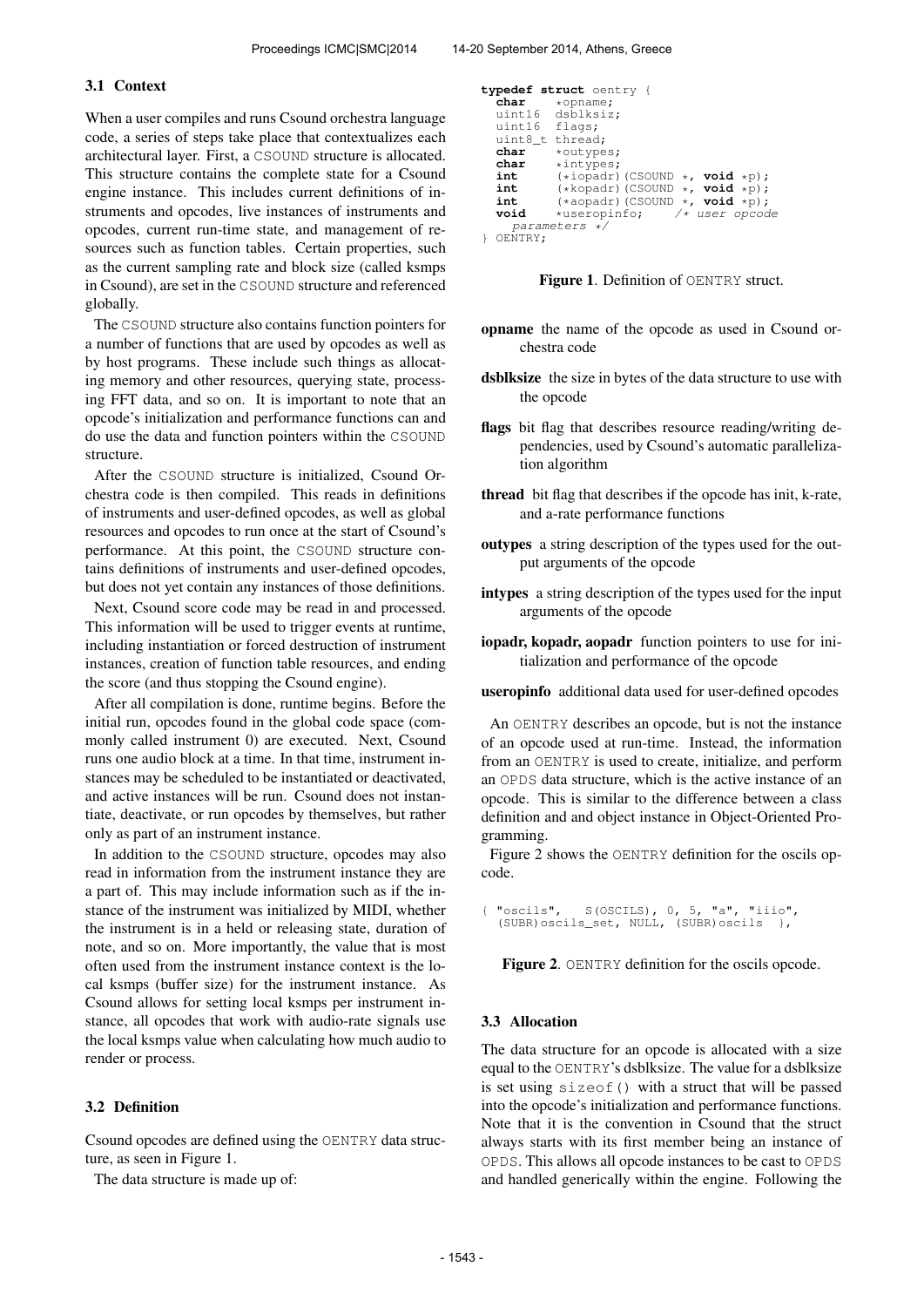### 3.1 Context

When a user compiles and runs Csound orchestra language code, a series of steps take place that contextualizes each architectural layer. First, a CSOUND structure is allocated. This structure contains the complete state for a Csound engine instance. This includes current definitions of instruments and opcodes, live instances of instruments and opcodes, current run-time state, and management of resources such as function tables. Certain properties, such as the current sampling rate and block size (called ksmps in Csound), are set in the CSOUND structure and referenced globally.

The CSOUND structure also contains function pointers for a number of functions that are used by opcodes as well as by host programs. These include such things as allocating memory and other resources, querying state, processing FFT data, and so on. It is important to note that an opcode's initialization and performance functions can and do use the data and function pointers within the CSOUND structure.

After the CSOUND structure is initialized, Csound Orchestra code is then compiled. This reads in definitions of instruments and user-defined opcodes, as well as global resources and opcodes to run once at the start of Csound's performance. At this point, the CSOUND structure contains definitions of instruments and user-defined opcodes, but does not yet contain any instances of those definitions.

Next, Csound score code may be read in and processed. This information will be used to trigger events at runtime, including instantiation or forced destruction of instrument instances, creation of function table resources, and ending the score (and thus stopping the Csound engine).

After all compilation is done, runtime begins. Before the initial run, opcodes found in the global code space (commonly called instrument 0) are executed. Next, Csound runs one audio block at a time. In that time, instrument instances may be scheduled to be instantiated or deactivated, and active instances will be run. Csound does not instantiate, deactivate, or run opcodes by themselves, but rather only as part of an instrument instance.

In addition to the CSOUND structure, opcodes may also read in information from the instrument instance they are a part of. This may include information such as if the instance of the instrument was initialized by MIDI, whether the instrument is in a held or releasing state, duration of note, and so on. More importantly, the value that is most often used from the instrument instance context is the local ksmps (buffer size) for the instrument instance. As Csound allows for setting local ksmps per instrument instance, all opcodes that work with audio-rate signals use the local ksmps value when calculating how much audio to render or process.

### 3.2 Definition

Csound opcodes are defined using the OENTRY data structure, as seen in Figure 1.

The data structure is made up of:

```
typedef struct oentry {
  char    *opname;
  uint16  dsblksiz;
  uint16  flags;
  uint8_t thread;
  char    *outypes;
  char    *intypes;
  int     (*iopadr)(CSOUND *, void *p);
  int     (*kopadr)(CSOUND *, void *p);
  int     (*aopadr)(CSOUND *, void *p);
  void    *useropinfo;    /* user opcode
    parameters */
} OENTRY;
```

**Figure 1**. Definition of OENTRY struct.

**opname** the name of the opcode as used in Csound orchestra code

**dsblksize** the size in bytes of the data structure to use with the opcode

**flags** bit flag that describes resource reading/writing dependencies, used by Csound's automatic parallelization algorithm

**thread** bit flag that describes if the opcode has init, k-rate, and a-rate performance functions

**outypes** a string description of the types used for the output arguments of the opcode

**intypes** a string description of the types used for the input arguments of the opcode

**iopadr, kopadr, aopadr** function pointers to use for initialization and performance of the opcode

**useropinfo** additional data used for user-defined opcodes

An OENTRY describes an opcode, but is not the instance of an opcode used at run-time. Instead, the information from an OENTRY is used to create, initialize, and perform an OPDS data structure, which is the active instance of an opcode. This is similar to the difference between a class definition and and object instance in Object-Oriented Programming.

Figure 2 shows the OENTRY definition for the oscils opcode.

```
{ "oscils",   S(OSCILS), 0, 5, "a", "iiio",
  (SUBR)oscils_set, NULL, (SUBR)oscils  },
```

**Figure 2**. OENTRY definition for the oscils opcode.

### 3.3 Allocation

The data structure for an opcode is allocated with a size equal to the OENTRY's dsblksize. The value for a dsblksize is set using sizeof() with a struct that will be passed into the opcode's initialization and performance functions. Note that it is the convention in Csound that the struct always starts with its first member being an instance of OPDS. This allows all opcode instances to be cast to OPDS and handled generically within the engine. Following the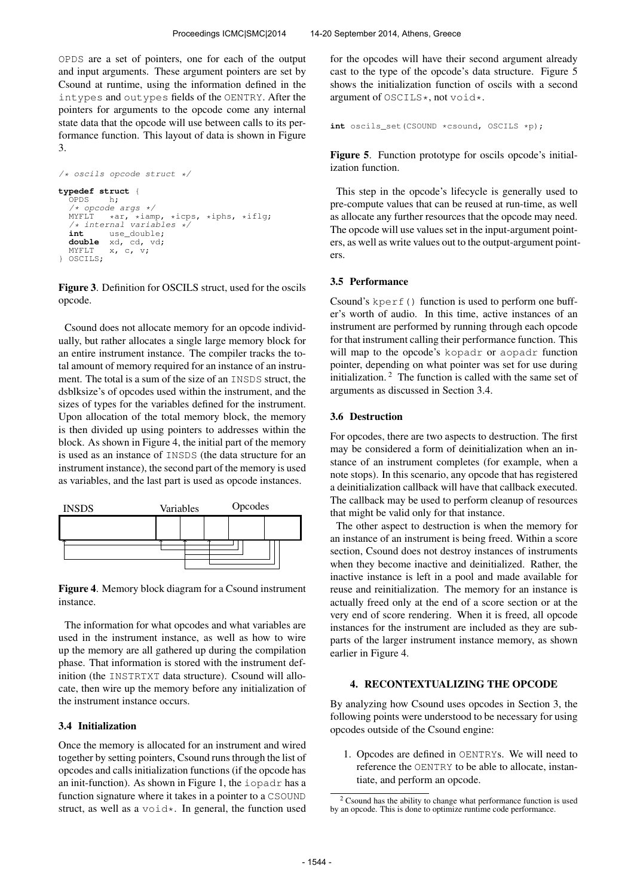OPDS are a set of pointers, one for each of the output and input arguments. These argument pointers are set by Csound at runtime, using the information defined in the intypes and outypes fields of the OENTRY. After the pointers for arguments to the opcode come any internal state data that the opcode will use between calls to its performance function. This layout of data is shown in Figure 3.

```
/* oscils opcode struct */

typedef struct {
  OPDS    h;
  /* opcode args */
  MYFLT   *ar, *iamp, *icps, *iphs, *iflg;
  /* internal variables */
  int     use_double;
  double  xd, cd, vd;
  MYFLT   x, c, v;
} OSCILS;
```

**Figure 3**. Definition for OSCILS struct, used for the oscils opcode.

Csound does not allocate memory for an opcode individually, but rather allocates a single large memory block for an entire instrument instance. The compiler tracks the total amount of memory required for an instance of an instrument. The total is a sum of the size of an INSDS struct, the dsblksize's of opcodes used within the instrument, and the sizes of types for the variables defined for the instrument. Upon allocation of the total memory block, the memory is then divided up using pointers to addresses within the block. As shown in Figure 4, the initial part of the memory is used as an instance of INSDS (the data structure for an instrument instance), the second part of the memory is used as variables, and the last part is used as opcode instances.

**Figure 4**. Memory block diagram for a Csound instrument instance.

The information for what opcodes and what variables are used in the instrument instance, as well as how to wire up the memory are all gathered up during the compilation phase. That information is stored with the instrument definition (the INSTRTXT data structure). Csound will allocate, then wire up the memory before any initialization of the instrument instance occurs.

### 3.4 Initialization

Once the memory is allocated for an instrument and wired together by setting pointers, Csound runs through the list of opcodes and calls initialization functions (if the opcode has an init-function). As shown in Figure 1, the iopadr has a function signature where it takes in a pointer to a CSOUND struct, as well as a void*. In general, the function used for the opcodes will have their second argument already cast to the type of the opcode's data structure. Figure 5 shows the initialization function of oscils with a second argument of OSCILS*, not void*.

```
int oscils_set(CSOUND *csound, OSCILS *p);
```

**Figure 5**. Function prototype for oscils opcode's initialization function.

This step in the opcode's lifecycle is generally used to pre-compute values that can be reused at run-time, as well as allocate any further resources that the opcode may need. The opcode will use values set in the input-argument pointers, as well as write values out to the output-argument pointers.

### 3.5 Performance

Csound's kperf() function is used to perform one buffer's worth of audio. In this time, active instances of an instrument are performed by running through each opcode for that instrument calling their performance function. This will map to the opcode's kopadr or aopadr function pointer, depending on what pointer was set for use during initialization. [2] The function is called with the same set of arguments as discussed in Section 3.4.

### 3.6 Destruction

For opcodes, there are two aspects to destruction. The first may be considered a form of deinitialization when an instance of an instrument completes (for example, when a note stops). In this scenario, any opcode that has registered a deinitialization callback will have that callback executed. The callback may be used to perform cleanup of resources that might be valid only for that instance.

The other aspect to destruction is when the memory for an instance of an instrument is being freed. Within a score section, Csound does not destroy instances of instruments when they become inactive and deinitialized. Rather, the inactive instance is left in a pool and made available for reuse and reinitialization. The memory for an instance is actually freed only at the end of a score section or at the very end of score rendering. When it is freed, all opcode instances for the instrument are included as they are subparts of the larger instrument instance memory, as shown earlier in Figure 4.

## 4. RECONTEXTUALIZING THE OPCODE

By analyzing how Csound uses opcodes in Section 3, the following points were understood to be necessary for using opcodes outside of the Csound engine:

1. Opcodes are defined in OENTRYs. We will need to reference the OENTRY to be able to allocate, instantiate, and perform an opcode.

[2] Csound has the ability to change what performance function is used by an opcode. This is done to optimize runtime code performance.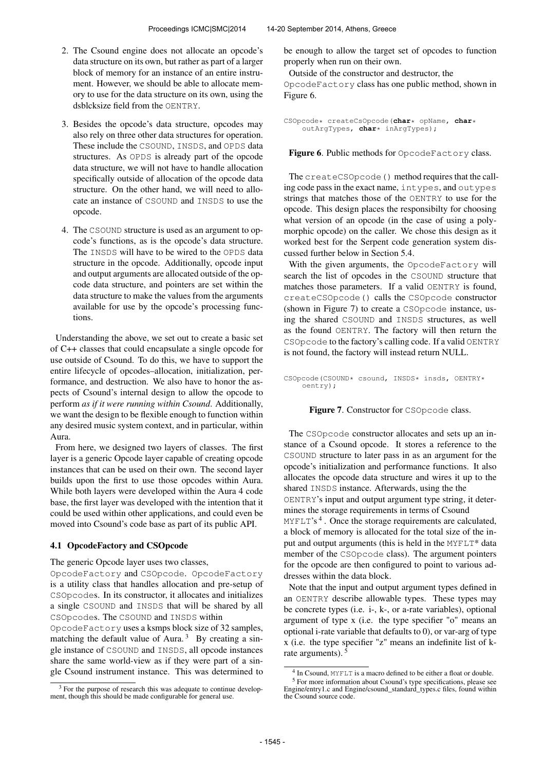2. The Csound engine does not allocate an opcode's data structure on its own, but rather as part of a larger block of memory for an instance of an entire instrument. However, we should be able to allocate memory to use for the data structure on its own, using the dsblcksize field from the OENTRY.

3. Besides the opcode's data structure, opcodes may also rely on three other data structures for operation. These include the CSOUND, INSDS, and OPDS data structures. As OPDS is already part of the opcode data structure, we will not have to handle allocation specifically outside of allocation of the opcode data structure. On the other hand, we will need to allocate an instance of CSOUND and INSDS to use the opcode.

4. The CSOUND structure is used as an argument to opcode's functions, as is the opcode's data structure. The INSDS will have to be wired to the OPDS data structure in the opcode. Additionally, opcode input and output arguments are allocated outside of the opcode data structure, and pointers are set within the data structure to make the values from the arguments available for use by the opcode's processing functions.

Understanding the above, we set out to create a basic set of C++ classes that could encapsulate a single opcode for use outside of Csound. To do this, we have to support the entire lifecycle of opcodes–allocation, initialization, performance, and destruction. We also have to honor the aspects of Csound's internal design to allow the opcode to perform *as if it were running within Csound*. Additionally, we want the design to be flexible enough to function within any desired music system context, and in particular, within Aura.

From here, we designed two layers of classes. The first layer is a generic Opcode layer capable of creating opcode instances that can be used on their own. The second layer builds upon the first to use those opcodes within Aura. While both layers were developed within the Aura 4 code base, the first layer was developed with the intention that it could be used within other applications, and could even be moved into Csound's code base as part of its public API.

### 4.1 OpcodeFactory and CSOpcode

The generic Opcode layer uses two classes, OpcodeFactory and CSOpcode. OpcodeFactory is a utility class that handles allocation and pre-setup of CSOpcodes. In its constructor, it allocates and initializes a single CSOUND and INSDS that will be shared by all CSOpcodes. The CSOUND and INSDS within OpcodeFactory uses a ksmps block size of 32 samples, matching the default value of Aura.[3] By creating a single instance of CSOUND and INSDS, all opcode instances share the same world-view as if they were part of a single Csound instrument instance. This was determined to be enough to allow the target set of opcodes to function properly when run on their own.

Outside of the constructor and destructor, the OpcodeFactory class has one public method, shown in Figure 6.

```
CSOpcode* createCsOpcode(char* opName, char*
    outArgTypes, char* inArgTypes);
```

**Figure 6**. Public methods for OpcodeFactory class.

The createCSOpcode() method requires that the calling code pass in the exact name, intypes, and outypes strings that matches those of the OENTRY to use for the opcode. This design places the responsibilty for choosing what version of an opcode (in the case of using a polymorphic opcode) on the caller. We chose this design as it worked best for the Serpent code generation system discussed further below in Section 5.4.

With the given arguments, the OpcodeFactory will search the list of opcodes in the CSOUND structure that matches those parameters. If a valid OENTRY is found, createCSOpcode() calls the CSOpcode constructor (shown in Figure 7) to create a CSOpcode instance, using the shared CSOUND and INSDS structures, as well as the found OENTRY. The factory will then return the CSOpcode to the factory's calling code. If a valid OENTRY is not found, the factory will instead return NULL.

```
CSOpcode(CSOUND* csound, INSDS* insds, OENTRY*
    oentry);
```

**Figure 7**. Constructor for CSOpcode class.

The CSOpcode constructor allocates and sets up an instance of a Csound opcode. It stores a reference to the CSOUND structure to later pass in as an argument for the opcode's initialization and performance functions. It also allocates the opcode data structure and wires it up to the shared INSDS instance. Afterwards, using the the OENTRY's input and output argument type string, it determines the storage requirements in terms of Csound MYFLT's[4]. Once the storage requirements are calculated, a block of memory is allocated for the total size of the input and output arguments (this is held in the MYFLT* data member of the CSOpcode class). The argument pointers for the opcode are then configured to point to various addresses within the data block.

Note that the input and output argument types defined in an OENTRY describe allowable types. These types may be concrete types (i.e. i-, k-, or a-rate variables), optional argument of type x (i.e. the type specifier "o" means an optional i-rate variable that defaults to 0), or var-arg of type x (i.e. the type specifier "z" means an indefinite list of k-rate arguments).[5]

[3] For the purpose of research this was adequate to continue development, though this should be made configurable for general use.

[4] In Csound, MYFLT is a macro defined to be either a float or double.

[5] For more information about Csound's type specifications, please see Engine/entry1.c and Engine/csound_standard_types.c files, found within the Csound source code.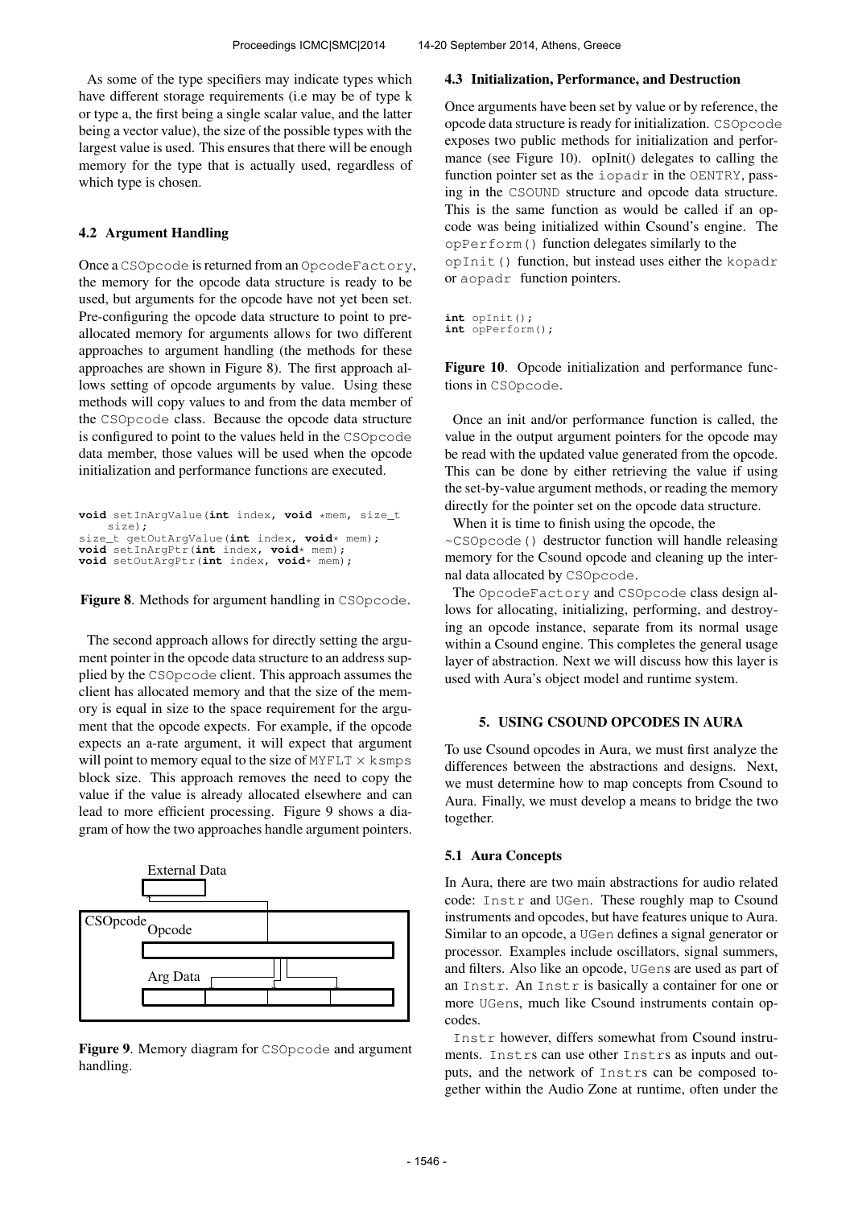As some of the type specifiers may indicate types which have different storage requirements (i.e may be of type k or type a, the first being a single scalar value, and the latter being a vector value), the size of the possible types with the largest value is used. This ensures that there will be enough memory for the type that is actually used, regardless of which type is chosen.

### 4.2 Argument Handling

Once a CSOpcode is returned from an OpcodeFactory, the memory for the opcode data structure is ready to be used, but arguments for the opcode have not yet been set. Pre-configuring the opcode data structure to point to pre-allocated memory for arguments allows for two different approaches to argument handling (the methods for these approaches are shown in Figure 8). The first approach allows setting of opcode arguments by value. Using these methods will copy values to and from the data member of the CSOpcode class. Because the opcode data structure is configured to point to the values held in the CSOpcode data member, those values will be used when the opcode initialization and performance functions are executed.

```
void setInArgValue(int index, void *mem, size_t
    size);
size_t getOutArgValue(int index, void* mem);
void setInArgPtr(int index, void* mem);
void setOutArgPtr(int index, void* mem);
```

**Figure 8**. Methods for argument handling in CSOpcode.

The second approach allows for directly setting the argument pointer in the opcode data structure to an address supplied by the CSOpcode client. This approach assumes the client has allocated memory and that the size of the memory is equal in size to the space requirement for the argument that the opcode expects. For example, if the opcode expects an a-rate argument, it will expect that argument will point to memory equal to the size of MYFLT $\times$ ksmps block size. This approach removes the need to copy the value if the value is already allocated elsewhere and can lead to more efficient processing. Figure 9 shows a diagram of how the two approaches handle argument pointers.

External Data

CSOpcode Opcode

Arg Data

**Figure 9**. Memory diagram for CSOpcode and argument handling.

### 4.3 Initialization, Performance, and Destruction

Once arguments have been set by value or by reference, the opcode data structure is ready for initialization. CSOpcode exposes two public methods for initialization and performance (see Figure 10). opInit() delegates to calling the function pointer set as the iopadr in the OENTRY, passing in the CSOUND structure and opcode data structure. This is the same function as would be called if an opcode was being initialized within Csound's engine. The opPerform() function delegates similarly to the opInit() function, but instead uses either the kopadr or aopadr function pointers.

```
int opInit();
int opPerform();
```

**Figure 10**. Opcode initialization and performance functions in CSOpcode.

Once an init and/or performance function is called, the value in the output argument pointers for the opcode may be read with the updated value generated from the opcode. This can be done by either retrieving the value if using the set-by-value argument methods, or reading the memory directly for the pointer set on the opcode data structure.

When it is time to finish using the opcode, the ~CSOpcode() destructor function will handle releasing memory for the Csound opcode and cleaning up the internal data allocated by CSOpcode.

The OpcodeFactory and CSOpcode class design allows for allocating, initializing, performing, and destroying an opcode instance, separate from its normal usage within a Csound engine. This completes the general usage layer of abstraction. Next we will discuss how this layer is used with Aura's object model and runtime system.

## 5. USING CSOUND OPCODES IN AURA

To use Csound opcodes in Aura, we must first analyze the differences between the abstractions and designs. Next, we must determine how to map concepts from Csound to Aura. Finally, we must develop a means to bridge the two together.

### 5.1 Aura Concepts

In Aura, there are two main abstractions for audio related code: Instr and UGen. These roughly map to Csound instruments and opcodes, but have features unique to Aura. Similar to an opcode, a UGen defines a signal generator or processor. Examples include oscillators, signal summers, and filters. Also like an opcode, UGens are used as part of an Instr. An Instr is basically a container for one or more UGens, much like Csound instruments contain opcodes.

Instr however, differs somewhat from Csound instruments. Instrs can use other Instrs as inputs and outputs, and the network of Instrs can be composed together within the Audio Zone at runtime, often under the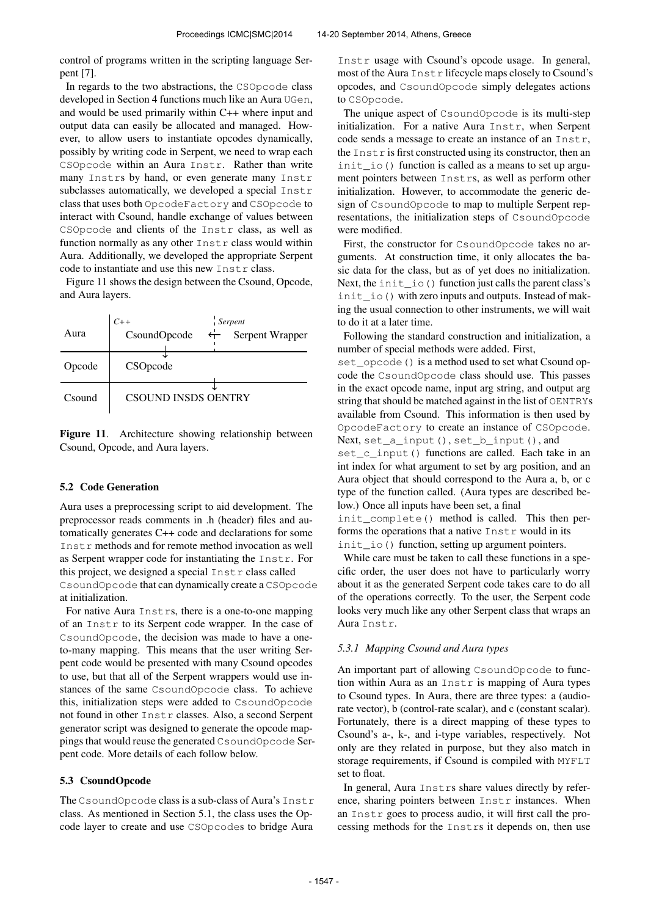control of programs written in the scripting language Serpent [7].

In regards to the two abstractions, the `CSOpcode` class developed in Section 4 functions much like an Aura `UGen`, and would be used primarily within C++ where input and output data can easily be allocated and managed. However, to allow users to instantiate opcodes dynamically, possibly by writing code in Serpent, we need to wrap each `CSOpcode` within an Aura `Instr`. Rather than write many `Instr`s by hand, or even generate many `Instr` subclasses automatically, we developed a special `Instr` class that uses both `OpcodeFactory` and `CSOpcode` to interact with Csound, handle exchange of values between `CSOpcode` and clients of the `Instr` class, as well as function normally as any other `Instr` class would within Aura. Additionally, we developed the appropriate Serpent code to instantiate and use this new `Instr` class.

Figure 11 shows the design between the Csound, Opcode, and Aura layers.

| | *C++* | | *Serpent* |
|---|---|---|---|
| Aura | CsoundOpcode | ← | Serpent Wrapper |
| Opcode | CSOpcode | | |
| Csound | CSOUND INSDS OENTRY | | |

**Figure 11**. Architecture showing relationship between Csound, Opcode, and Aura layers.

### 5.2 Code Generation

Aura uses a preprocessing script to aid development. The preprocessor reads comments in .h (header) files and automatically generates C++ code and declarations for some `Instr` methods and for remote method invocation as well as Serpent wrapper code for instantiating the `Instr`. For this project, we designed a special `Instr` class called `CsoundOpcode` that can dynamically create a `CSOpcode` at initialization.

For native Aura `Instr`s, there is a one-to-one mapping of an `Instr` to its Serpent code wrapper. In the case of `CsoundOpcode`, the decision was made to have a one-to-many mapping. This means that the user writing Serpent code would be presented with many Csound opcodes to use, but that all of the Serpent wrappers would use instances of the same `CsoundOpcode` class. To achieve this, initialization steps were added to `CsoundOpcode` not found in other `Instr` classes. Also, a second Serpent generator script was designed to generate the opcode mappings that would reuse the generated `CsoundOpcode` Serpent code. More details of each follow below.

### 5.3 CsoundOpcode

The `CsoundOpcode` class is a sub-class of Aura's `Instr` class. As mentioned in Section 5.1, the class uses the Opcode layer to create and use `CSOpcode`s to bridge Aura `Instr` usage with Csound's opcode usage. In general, most of the Aura `Instr` lifecycle maps closely to Csound's opcodes, and `CsoundOpcode` simply delegates actions to `CSOpcode`.

The unique aspect of `CsoundOpcode` is its multi-step initialization. For a native Aura `Instr`, when Serpent code sends a message to create an instance of an `Instr`, the `Instr` is first constructed using its constructor, then an `init_io()` function is called as a means to set up argument pointers between `Instr`s, as well as perform other initialization. However, to accommodate the generic design of `CsoundOpcode` to map to multiple Serpent representations, the initialization steps of `CsoundOpcode` were modified.

First, the constructor for `CsoundOpcode` takes no arguments. At construction time, it only allocates the basic data for the class, but as of yet does no initialization. Next, the `init_io()` function just calls the parent class's `init_io()` with zero inputs and outputs. Instead of making the usual connection to other instruments, we will wait to do it at a later time.

Following the standard construction and initialization, a number of special methods were added. First, `set_opcode()` is a method used to set what Csound opcode the `CsoundOpcode` class should use. This passes in the exact opcode name, input arg string, and output arg string that should be matched against in the list of `OENTRY`s available from Csound. This information is then used by `OpcodeFactory` to create an instance of `CSOpcode`. Next, `set_a_input()`, `set_b_input()`, and `set_c_input()` functions are called. Each take in an int index for what argument to set by arg position, and an Aura object that should correspond to the Aura a, b, or c type of the function called. (Aura types are described below.) Once all inputs have been set, a final `init_complete()` method is called. This then performs the operations that a native `Instr` would in its `init_io()` function, setting up argument pointers.

While care must be taken to call these functions in a specific order, the user does not have to particularly worry about it as the generated Serpent code takes care to do all of the operations correctly. To the user, the Serpent code looks very much like any other Serpent class that wraps an Aura `Instr`.

#### 5.3.1 Mapping Csound and Aura types

An important part of allowing `CsoundOpcode` to function within Aura as an `Instr` is mapping of Aura types to Csound types. In Aura, there are three types: a (audio-rate vector), b (control-rate scalar), and c (constant scalar). Fortunately, there is a direct mapping of these types to Csound's a-, k-, and i-type variables, respectively. Not only are they related in purpose, but they also match in storage requirements, if Csound is compiled with `MYFLT` set to float.

In general, Aura `Instr`s share values directly by reference, sharing pointers between `Instr` instances. When an `Instr` goes to process audio, it will first call the processing methods for the `Instr`s it depends on, then use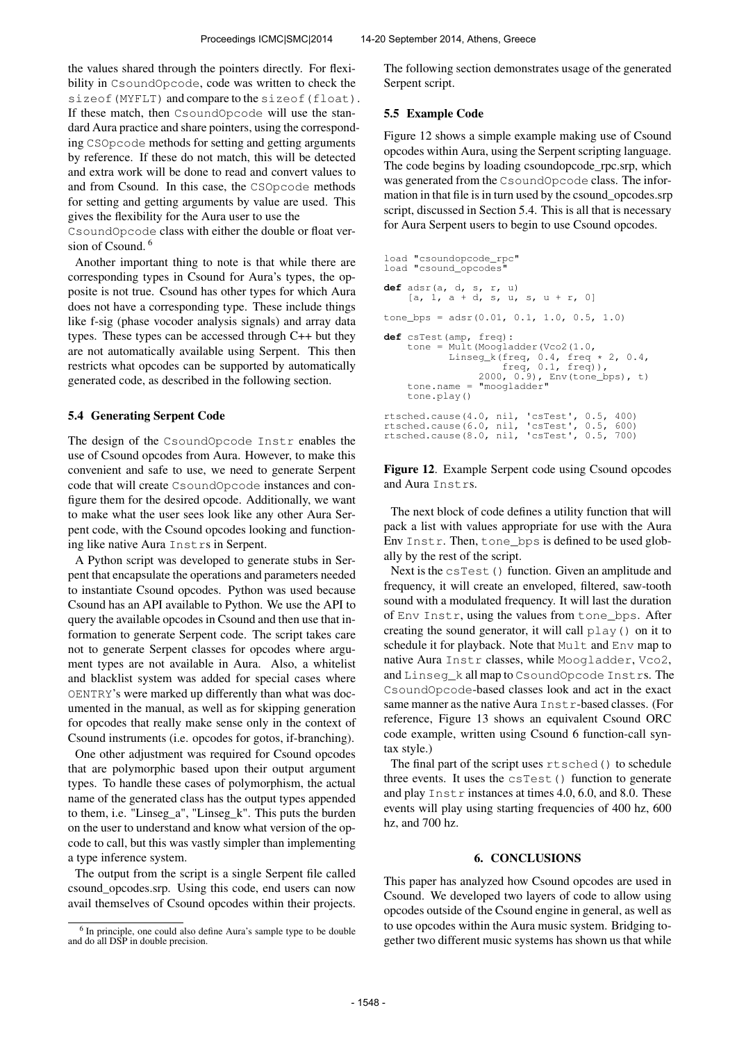the values shared through the pointers directly. For flexibility in `CsoundOpcode`, code was written to check the `sizeof(MYFLT)` and compare to the `sizeof(float)`. If these match, then `CsoundOpcode` will use the standard Aura practice and share pointers, using the corresponding `CSOpcode` methods for setting and getting arguments by reference. If these do not match, this will be detected and extra work will be done to read and convert values to and from Csound. In this case, the `CSOpcode` methods for setting and getting arguments by value are used. This gives the flexibility for the Aura user to use the `CsoundOpcode` class with either the double or float version of Csound. [6]

Another important thing to note is that while there are corresponding types in Csound for Aura's types, the opposite is not true. Csound has other types for which Aura does not have a corresponding type. These include things like f-sig (phase vocoder analysis signals) and array data types. These types can be accessed through C++ but they are not automatically available using Serpent. This then restricts what opcodes can be supported by automatically generated code, as described in the following section.

### 5.4 Generating Serpent Code

The design of the `CsoundOpcode Instr` enables the use of Csound opcodes from Aura. However, to make this convenient and safe to use, we need to generate Serpent code that will create `CsoundOpcode` instances and configure them for the desired opcode. Additionally, we want to make what the user sees look like any other Aura Serpent code, with the Csound opcodes looking and functioning like native Aura `Instr`s in Serpent.

A Python script was developed to generate stubs in Serpent that encapsulate the operations and parameters needed to instantiate Csound opcodes. Python was used because Csound has an API available to Python. We use the API to query the available opcodes in Csound and then use that information to generate Serpent code. The script takes care not to generate Serpent classes for opcodes where argument types are not available in Aura. Also, a whitelist and blacklist system was added for special cases where `OENTRY`'s were marked up differently than what was documented in the manual, as well as for skipping generation for opcodes that really make sense only in the context of Csound instruments (i.e. opcodes for gotos, if-branching).

One other adjustment was required for Csound opcodes that are polymorphic based upon their output argument types. To handle these cases of polymorphism, the actual name of the generated class has the output types appended to them, i.e. "Linseg_a", "Linseg_k". This puts the burden on the user to understand and know what version of the opcode to call, but this was vastly simpler than implementing a type inference system.

The output from the script is a single Serpent file called csound_opcodes.srp. Using this code, end users can now avail themselves of Csound opcodes within their projects. The following section demonstrates usage of the generated Serpent script.

### 5.5 Example Code

Figure 12 shows a simple example making use of Csound opcodes within Aura, using the Serpent scripting language. The code begins by loading csoundopcode_rpc.srp, which was generated from the `CsoundOpcode` class. The information in that file is in turn used by the csound_opcodes.srp script, discussed in Section 5.4. This is all that is necessary for Aura Serpent users to begin to use Csound opcodes.

```
load "csoundopcode_rpc"
load "csound_opcodes"

def adsr(a, d, s, r, u)
    [a, 1, a + d, s, u, s, u + r, 0]

tone_bps = adsr(0.01, 0.1, 1.0, 0.5, 1.0)

def csTest(amp, freq):
    tone = Mult(Moogladder(Vco2(1.0,
           Linseg_k(freq, 0.4, freq * 2, 0.4,
                    freq, 0.1, freq)),
               2000, 0.9), Env(tone_bps), t)
    tone.name = "moogladder"
    tone.play()

rtsched.cause(4.0, nil, 'csTest', 0.5, 400)
rtsched.cause(6.0, nil, 'csTest', 0.5, 600)
rtsched.cause(8.0, nil, 'csTest', 0.5, 700)
```

**Figure 12**. Example Serpent code using Csound opcodes and Aura `Instr`s.

The next block of code defines a utility function that will pack a list with values appropriate for use with the Aura Env `Instr`. Then, `tone_bps` is defined to be used globally by the rest of the script.

Next is the `csTest()` function. Given an amplitude and frequency, it will create an enveloped, filtered, saw-tooth sound with a modulated frequency. It will last the duration of `Env Instr`, using the values from `tone_bps`. After creating the sound generator, it will call `play()` on it to schedule it for playback. Note that `Mult` and `Env` map to native Aura `Instr` classes, while `Moogladder`, `Vco2`, and `Linseg_k` all map to `CsoundOpcode Instr`s. The `CsoundOpcode`-based classes look and act in the exact same manner as the native Aura `Instr`-based classes. (For reference, Figure 13 shows an equivalent Csound ORC code example, written using Csound 6 function-call syntax style.)

The final part of the script uses `rtsched()` to schedule three events. It uses the `csTest()` function to generate and play `Instr` instances at times 4.0, 6.0, and 8.0. These events will play using starting frequencies of 400 hz, 600 hz, and 700 hz.

## 6. CONCLUSIONS

This paper has analyzed how Csound opcodes are used in Csound. We developed two layers of code to allow using opcodes outside of the Csound engine in general, as well as to use opcodes within the Aura music system. Bridging together two different music systems has shown us that while

[6] In principle, one could also define Aura's sample type to be double and do all DSP in double precision.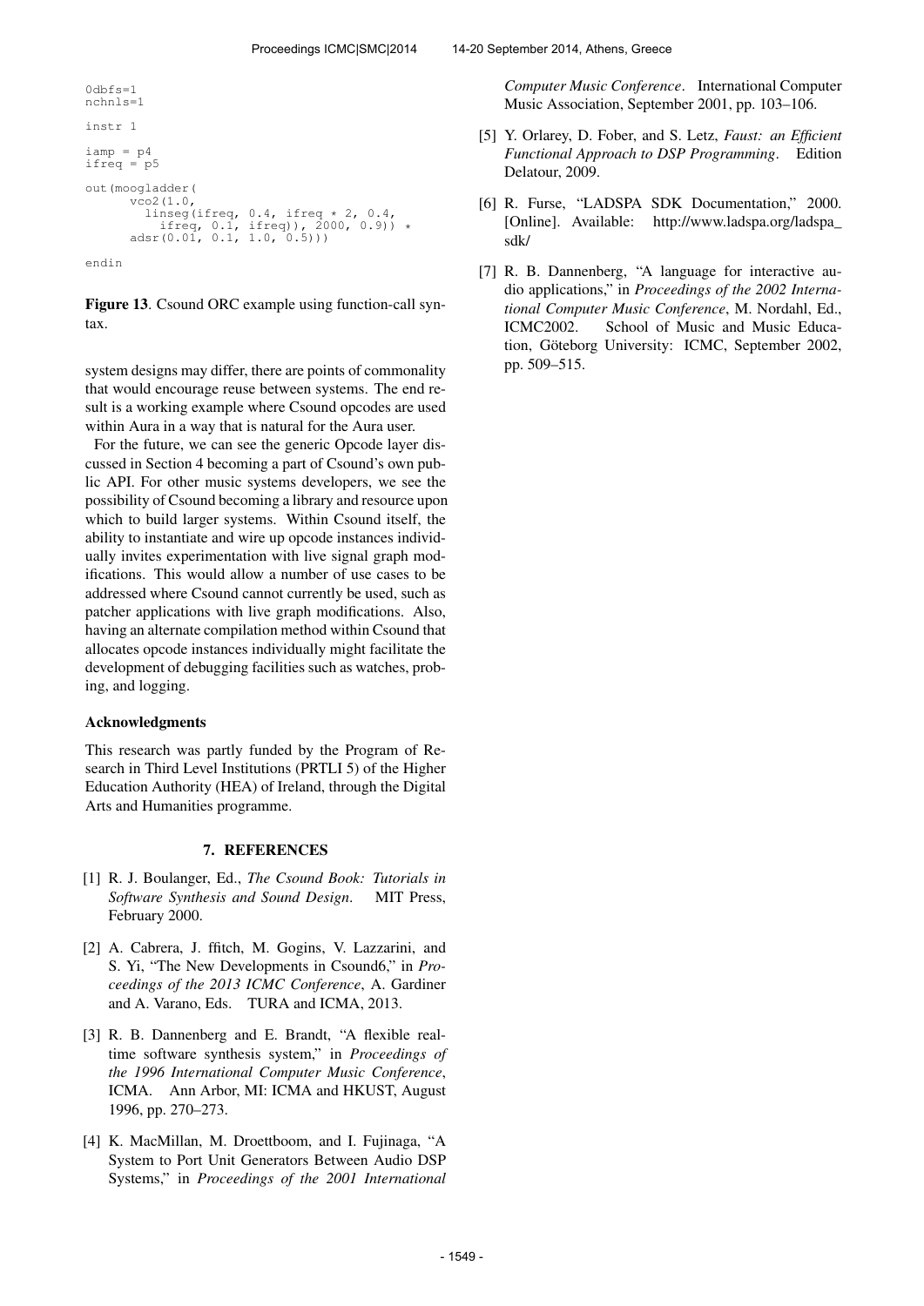```
0dbfs=1
nchnls=1

instr 1

iamp = p4
ifreq = p5

out(moogladder(
      vco2(1.0,
        linseg(ifreq, 0.4, ifreq * 2, 0.4,
          ifreq, 0.1, ifreq)), 2000, 0.9)) *
      adsr(0.01, 0.1, 1.0, 0.5)))

endin
```

**Figure 13**. Csound ORC example using function-call syntax.

system designs may differ, there are points of commonality that would encourage reuse between systems. The end result is a working example where Csound opcodes are used within Aura in a way that is natural for the Aura user.

For the future, we can see the generic Opcode layer discussed in Section 4 becoming a part of Csound's own public API. For other music systems developers, we see the possibility of Csound becoming a library and resource upon which to build larger systems. Within Csound itself, the ability to instantiate and wire up opcode instances individually invites experimentation with live signal graph modifications. This would allow a number of use cases to be addressed where Csound cannot currently be used, such as patcher applications with live graph modifications. Also, having an alternate compilation method within Csound that allocates opcode instances individually might facilitate the development of debugging facilities such as watches, probing, and logging.

### Acknowledgments

This research was partly funded by the Program of Research in Third Level Institutions (PRTLI 5) of the Higher Education Authority (HEA) of Ireland, through the Digital Arts and Humanities programme.

## 7. REFERENCES

[1] R. J. Boulanger, Ed., *The Csound Book: Tutorials in Software Synthesis and Sound Design*. MIT Press, February 2000.

[2] A. Cabrera, J. ffitch, M. Gogins, V. Lazzarini, and S. Yi, "The New Developments in Csound6," in *Proceedings of the 2013 ICMC Conference*, A. Gardiner and A. Varano, Eds. TURA and ICMA, 2013.

[3] R. B. Dannenberg and E. Brandt, "A flexible realtime software synthesis system," in *Proceedings of the 1996 International Computer Music Conference*, ICMA. Ann Arbor, MI: ICMA and HKUST, August 1996, pp. 270–273.

[4] K. MacMillan, M. Droettboom, and I. Fujinaga, "A System to Port Unit Generators Between Audio DSP Systems," in *Proceedings of the 2001 International Computer Music Conference*. International Computer Music Association, September 2001, pp. 103–106.

[5] Y. Orlarey, D. Fober, and S. Letz, *Faust: an Efficient Functional Approach to DSP Programming*. Edition Delatour, 2009.

[6] R. Furse, "LADSPA SDK Documentation," 2000. [Online]. Available: http://www.ladspa.org/ladspa_sdk/

[7] R. B. Dannenberg, "A language for interactive audio applications," in *Proceedings of the 2002 International Computer Music Conference*, M. Nordahl, Ed., ICMC2002. School of Music and Music Education, Göteborg University: ICMC, September 2002, pp. 509–515.